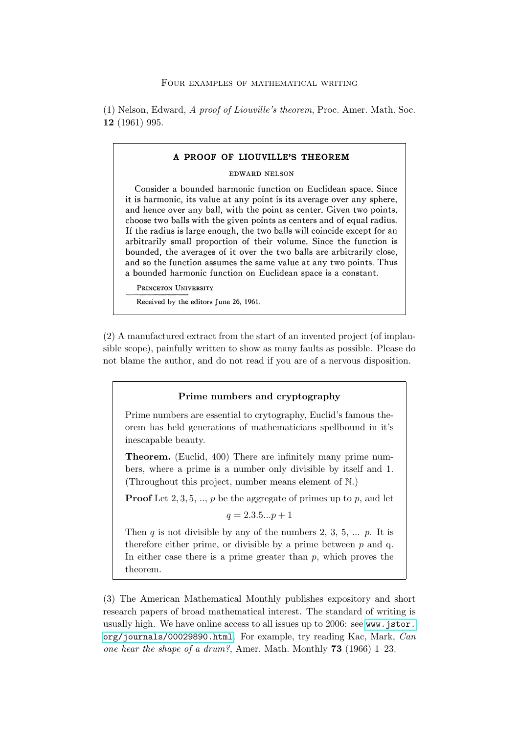# Four examples of mathematical writing

(1) Nelson, Edward, *A proof of Liouville's theorem*, Proc. Amer. Math. Soc. **12** (1961) 995.

> **A PROOF OF LIOUVILLE'S THEOREM**
>
> EDWARD NELSON
>
> Consider a bounded harmonic function on Euclidean space. Since it is harmonic, its value at any point is its average over any sphere, and hence over any ball, with the point as center. Given two points, choose two balls with the given points as centers and of equal radius. If the radius is large enough, the two balls will coincide except for an arbitrarily small proportion of their volume. Since the function is bounded, the averages of it over the two balls are arbitrarily close, and so the function assumes the same value at any two points. Thus a bounded harmonic function on Euclidean space is a constant.
>
> PRINCETON UNIVERSITY
>
> Received by the editors June 26, 1961.

(2) A manufactured extract from the start of an invented project (of implausible scope), painfully written to show as many faults as possible. Please do not blame the author, and do not read if you are of a nervous disposition.

> **Prime numbers and cryptography**
>
> Prime numbers are essential to crytography, Euclid's famous theorem has held generations of mathematicians spellbound in it's inescapable beauty.
>
> **Theorem.** (Euclid, 400) There are infinitely many prime numbers, where a prime is a number only divisible by itself and 1. (Throughout this project, number means element of $\mathbb{N}$.)
>
> **Proof** Let $2, 3, 5, .., p$ be the aggregate of primes up to $p$, and let
>
> $$q = 2.3.5...p + 1$$
>
> Then $q$ is not divisible by any of the numbers 2, 3, 5, ... $p$. It is therefore either prime, or divisible by a prime between $p$ and q. In either case there is a prime greater than $p$, which proves the theorem.

(3) The American Mathematical Monthly publishes expository and short research papers of broad mathematical interest. The standard of writing is usually high. We have online access to all issues up to 2006: see www.jstor.org/journals/00029890.html. For example, try reading Kac, Mark, *Can one hear the shape of a drum?*, Amer. Math. Monthly **73** (1966) 1–23.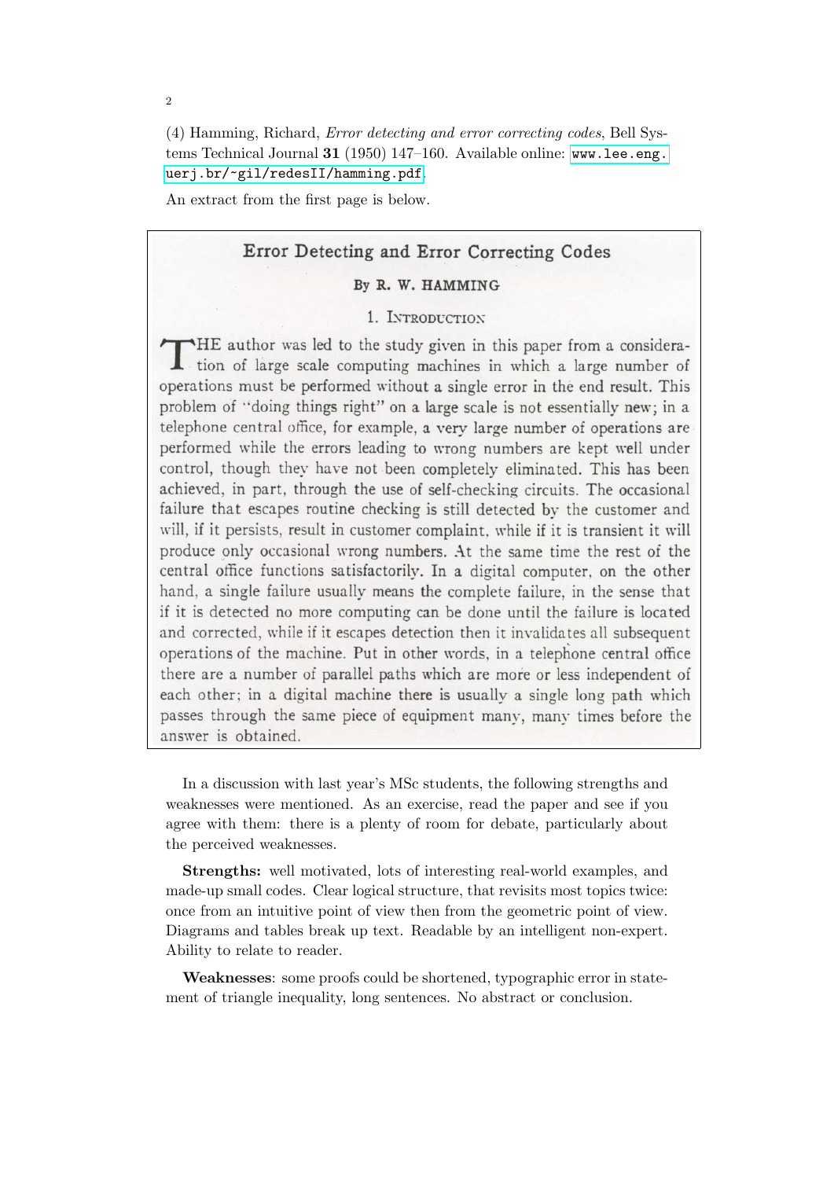(4) Hamming, Richard, *Error detecting and error correcting codes*, Bell Systems Technical Journal **31** (1950) 147–160. Available online: www.lee.eng.uerj.br/~gil/redesII/hamming.pdf.

An extract from the first page is below.

> ## Error Detecting and Error Correcting Codes
>
> By R. W. HAMMING
>
> ### 1. INTRODUCTION
>
> THE author was led to the study given in this paper from a consideration of large scale computing machines in which a large number of operations must be performed without a single error in the end result. This problem of "doing things right" on a large scale is not essentially new; in a telephone central office, for example, a very large number of operations are performed while the errors leading to wrong numbers are kept well under control, though they have not been completely eliminated. This has been achieved, in part, through the use of self-checking circuits. The occasional failure that escapes routine checking is still detected by the customer and will, if it persists, result in customer complaint, while if it is transient it will produce only occasional wrong numbers. At the same time the rest of the central office functions satisfactorily. In a digital computer, on the other hand, a single failure usually means the complete failure, in the sense that if it is detected no more computing can be done until the failure is located and corrected, while if it escapes detection then it invalidates all subsequent operations of the machine. Put in other words, in a telephone central office there are a number of parallel paths which are more or less independent of each other; in a digital machine there is usually a single long path which passes through the same piece of equipment many, many times before the answer is obtained.

In a discussion with last year's MSc students, the following strengths and weaknesses were mentioned. As an exercise, read the paper and see if you agree with them: there is a plenty of room for debate, particularly about the perceived weaknesses.

**Strengths:** well motivated, lots of interesting real-world examples, and made-up small codes. Clear logical structure, that revisits most topics twice: once from an intuitive point of view then from the geometric point of view. Diagrams and tables break up text. Readable by an intelligent non-expert. Ability to relate to reader.

**Weaknesses**: some proofs could be shortened, typographic error in statement of triangle inequality, long sentences. No abstract or conclusion.